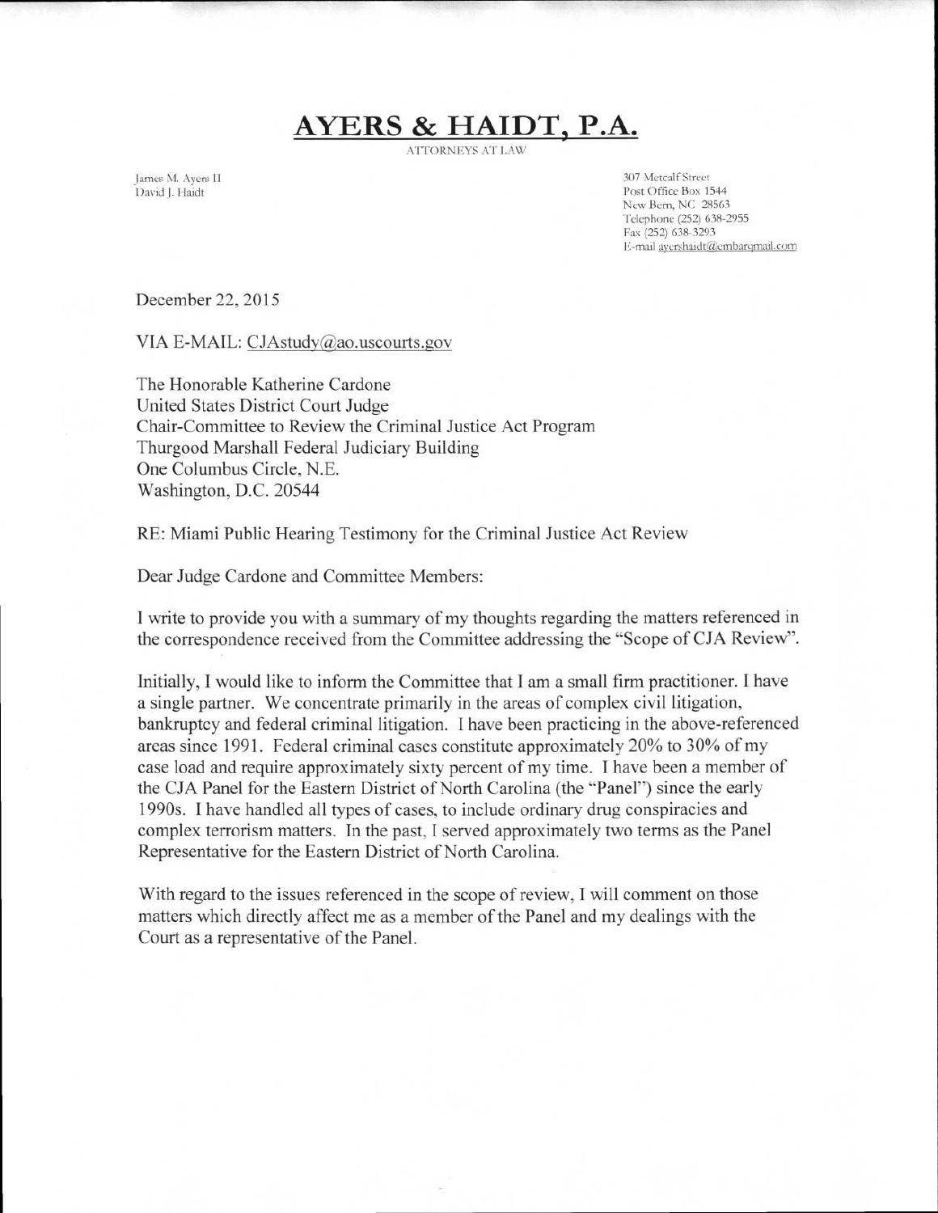# AYERS & HAIDT, P.A.

ATTORNEYS AT LAW

James M. Ayers II
David J. Haidt

307 Metcalf Street
Post Office Box 1544
New Bern, NC 28563
Telephone (252) 638-2955
Fax (252) 638-3293
E-mail ayershaidt@embarqmail.com

December 22, 2015

VIA E-MAIL: CJAstudy@ao.uscourts.gov

The Honorable Katherine Cardone
United States District Court Judge
Chair-Committee to Review the Criminal Justice Act Program
Thurgood Marshall Federal Judiciary Building
One Columbus Circle, N.E.
Washington, D.C. 20544

RE: Miami Public Hearing Testimony for the Criminal Justice Act Review

Dear Judge Cardone and Committee Members:

I write to provide you with a summary of my thoughts regarding the matters referenced in the correspondence received from the Committee addressing the "Scope of CJA Review".

Initially, I would like to inform the Committee that I am a small firm practitioner. I have a single partner. We concentrate primarily in the areas of complex civil litigation, bankruptcy and federal criminal litigation. I have been practicing in the above-referenced areas since 1991. Federal criminal cases constitute approximately 20% to 30% of my case load and require approximately sixty percent of my time. I have been a member of the CJA Panel for the Eastern District of North Carolina (the "Panel") since the early 1990s. I have handled all types of cases, to include ordinary drug conspiracies and complex terrorism matters. In the past, I served approximately two terms as the Panel Representative for the Eastern District of North Carolina.

With regard to the issues referenced in the scope of review, I will comment on those matters which directly affect me as a member of the Panel and my dealings with the Court as a representative of the Panel.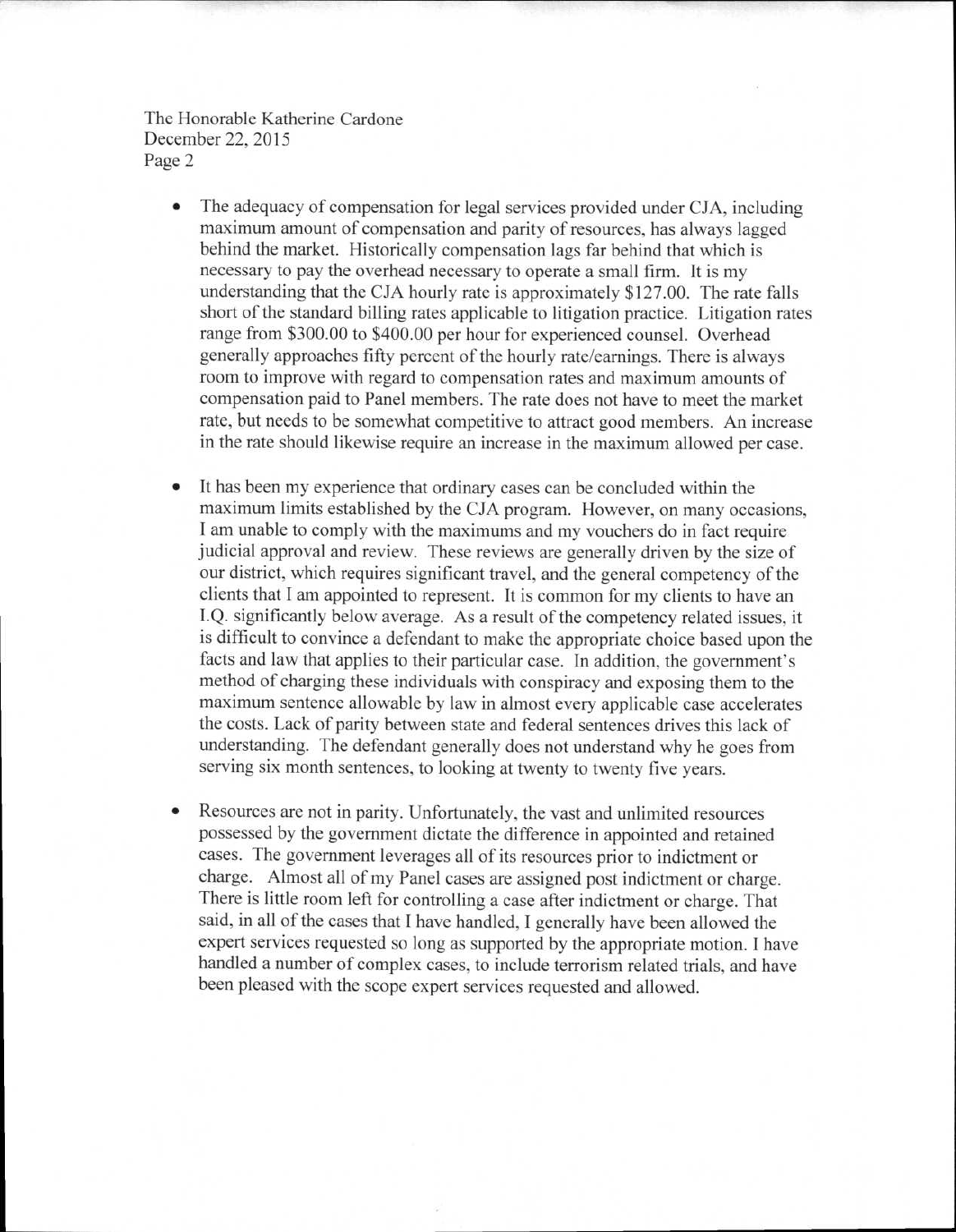- The adequacy of compensation for legal services provided under CJA, including maximum amount of compensation and parity of resources, has always lagged behind the market. Historically compensation lags far behind that which is necessary to pay the overhead necessary to operate a small firm. It is my understanding that the CJA hourly rate is approximately $127.00. The rate falls short of the standard billing rates applicable to litigation practice. Litigation rates range from $300.00 to $400.00 per hour for experienced counsel. Overhead generally approaches fifty percent of the hourly rate/earnings. There is always room to improve with regard to compensation rates and maximum amounts of compensation paid to Panel members. The rate does not have to meet the market rate, but needs to be somewhat competitive to attract good members. An increase in the rate should likewise require an increase in the maximum allowed per case.

- It has been my experience that ordinary cases can be concluded within the maximum limits established by the CJA program. However, on many occasions, I am unable to comply with the maximums and my vouchers do in fact require judicial approval and review. These reviews are generally driven by the size of our district, which requires significant travel, and the general competency of the clients that I am appointed to represent. It is common for my clients to have an I.Q. significantly below average. As a result of the competency related issues, it is difficult to convince a defendant to make the appropriate choice based upon the facts and law that applies to their particular case. In addition, the government's method of charging these individuals with conspiracy and exposing them to the maximum sentence allowable by law in almost every applicable case accelerates the costs. Lack of parity between state and federal sentences drives this lack of understanding. The defendant generally does not understand why he goes from serving six month sentences, to looking at twenty to twenty five years.

- Resources are not in parity. Unfortunately, the vast and unlimited resources possessed by the government dictate the difference in appointed and retained cases. The government leverages all of its resources prior to indictment or charge. Almost all of my Panel cases are assigned post indictment or charge. There is little room left for controlling a case after indictment or charge. That said, in all of the cases that I have handled, I generally have been allowed the expert services requested so long as supported by the appropriate motion. I have handled a number of complex cases, to include terrorism related trials, and have been pleased with the scope expert services requested and allowed.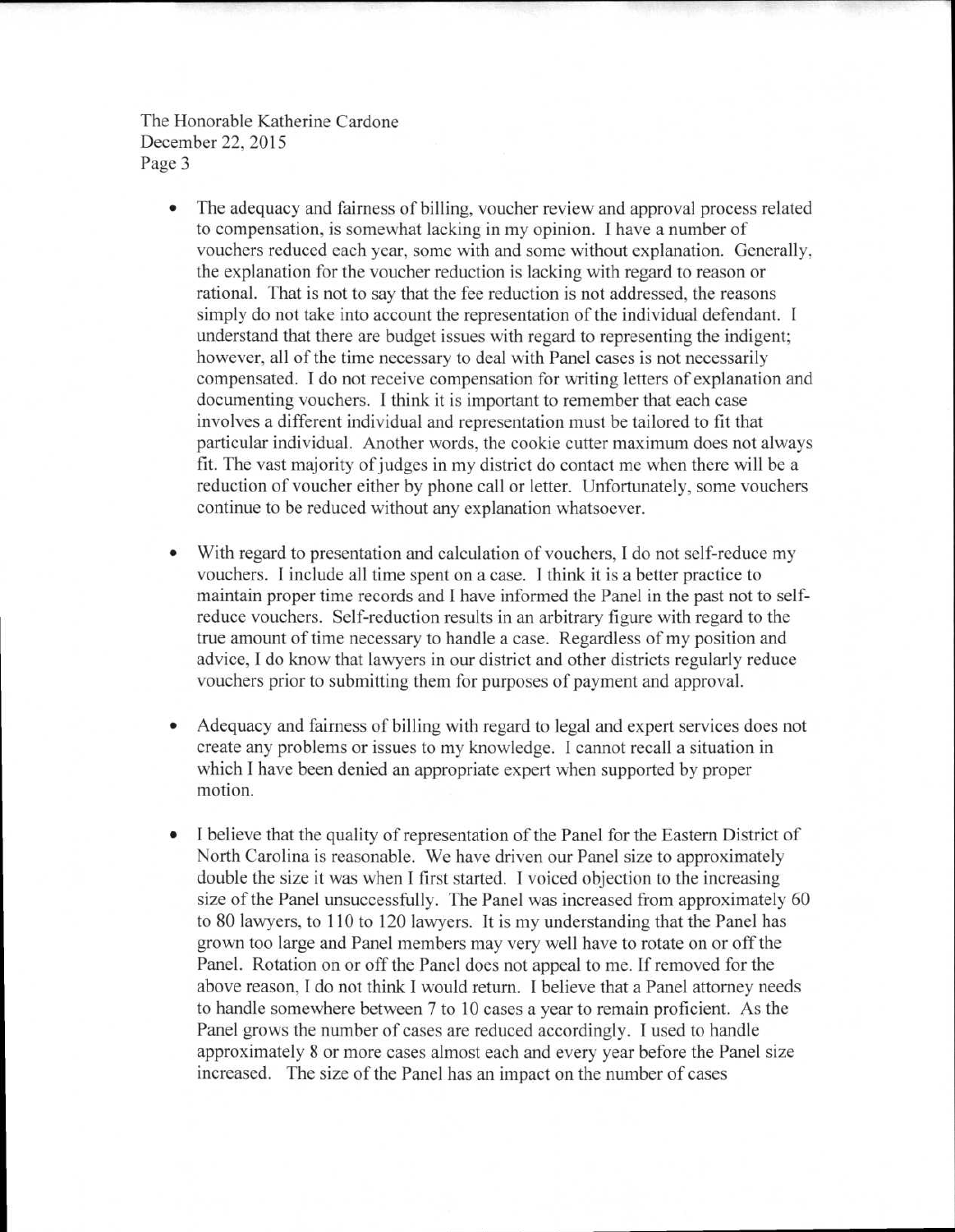- The adequacy and fairness of billing, voucher review and approval process related to compensation, is somewhat lacking in my opinion. I have a number of vouchers reduced each year, some with and some without explanation. Generally, the explanation for the voucher reduction is lacking with regard to reason or rational. That is not to say that the fee reduction is not addressed, the reasons simply do not take into account the representation of the individual defendant. I understand that there are budget issues with regard to representing the indigent; however, all of the time necessary to deal with Panel cases is not necessarily compensated. I do not receive compensation for writing letters of explanation and documenting vouchers. I think it is important to remember that each case involves a different individual and representation must be tailored to fit that particular individual. Another words, the cookie cutter maximum does not always fit. The vast majority of judges in my district do contact me when there will be a reduction of voucher either by phone call or letter. Unfortunately, some vouchers continue to be reduced without any explanation whatsoever.

- With regard to presentation and calculation of vouchers, I do not self-reduce my vouchers. I include all time spent on a case. I think it is a better practice to maintain proper time records and I have informed the Panel in the past not to self-reduce vouchers. Self-reduction results in an arbitrary figure with regard to the true amount of time necessary to handle a case. Regardless of my position and advice, I do know that lawyers in our district and other districts regularly reduce vouchers prior to submitting them for purposes of payment and approval.

- Adequacy and fairness of billing with regard to legal and expert services does not create any problems or issues to my knowledge. I cannot recall a situation in which I have been denied an appropriate expert when supported by proper motion.

- I believe that the quality of representation of the Panel for the Eastern District of North Carolina is reasonable. We have driven our Panel size to approximately double the size it was when I first started. I voiced objection to the increasing size of the Panel unsuccessfully. The Panel was increased from approximately 60 to 80 lawyers, to 110 to 120 lawyers. It is my understanding that the Panel has grown too large and Panel members may very well have to rotate on or off the Panel. Rotation on or off the Panel does not appeal to me. If removed for the above reason, I do not think I would return. I believe that a Panel attorney needs to handle somewhere between 7 to 10 cases a year to remain proficient. As the Panel grows the number of cases are reduced accordingly. I used to handle approximately 8 or more cases almost each and every year before the Panel size increased. The size of the Panel has an impact on the number of cases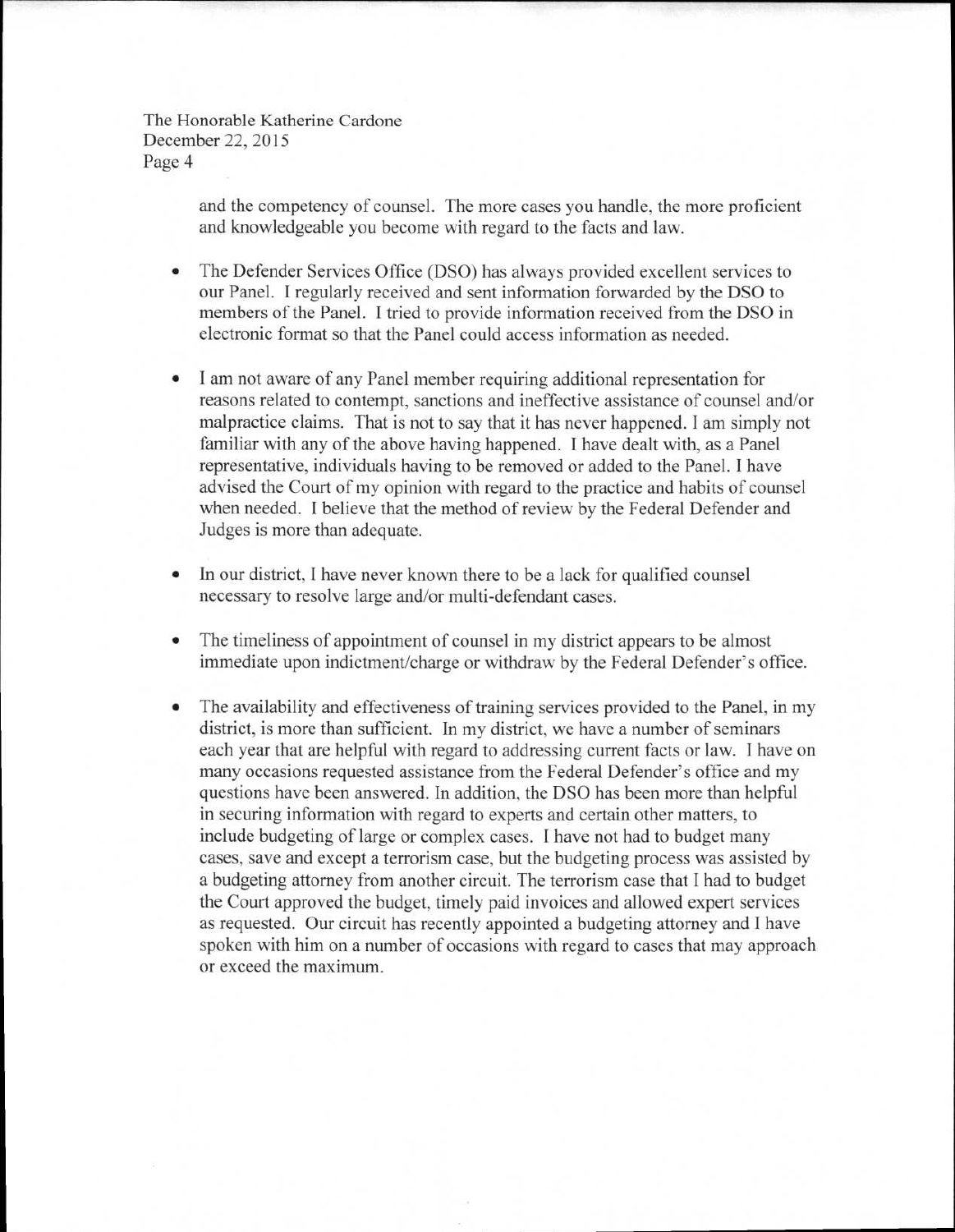and the competency of counsel. The more cases you handle, the more proficient and knowledgeable you become with regard to the facts and law.

- The Defender Services Office (DSO) has always provided excellent services to our Panel. I regularly received and sent information forwarded by the DSO to members of the Panel. I tried to provide information received from the DSO in electronic format so that the Panel could access information as needed.

- I am not aware of any Panel member requiring additional representation for reasons related to contempt, sanctions and ineffective assistance of counsel and/or malpractice claims. That is not to say that it has never happened. I am simply not familiar with any of the above having happened. I have dealt with, as a Panel representative, individuals having to be removed or added to the Panel. I have advised the Court of my opinion with regard to the practice and habits of counsel when needed. I believe that the method of review by the Federal Defender and Judges is more than adequate.

- In our district, I have never known there to be a lack for qualified counsel necessary to resolve large and/or multi-defendant cases.

- The timeliness of appointment of counsel in my district appears to be almost immediate upon indictment/charge or withdraw by the Federal Defender's office.

- The availability and effectiveness of training services provided to the Panel, in my district, is more than sufficient. In my district, we have a number of seminars each year that are helpful with regard to addressing current facts or law. I have on many occasions requested assistance from the Federal Defender's office and my questions have been answered. In addition, the DSO has been more than helpful in securing information with regard to experts and certain other matters, to include budgeting of large or complex cases. I have not had to budget many cases, save and except a terrorism case, but the budgeting process was assisted by a budgeting attorney from another circuit. The terrorism case that I had to budget the Court approved the budget, timely paid invoices and allowed expert services as requested. Our circuit has recently appointed a budgeting attorney and I have spoken with him on a number of occasions with regard to cases that may approach or exceed the maximum.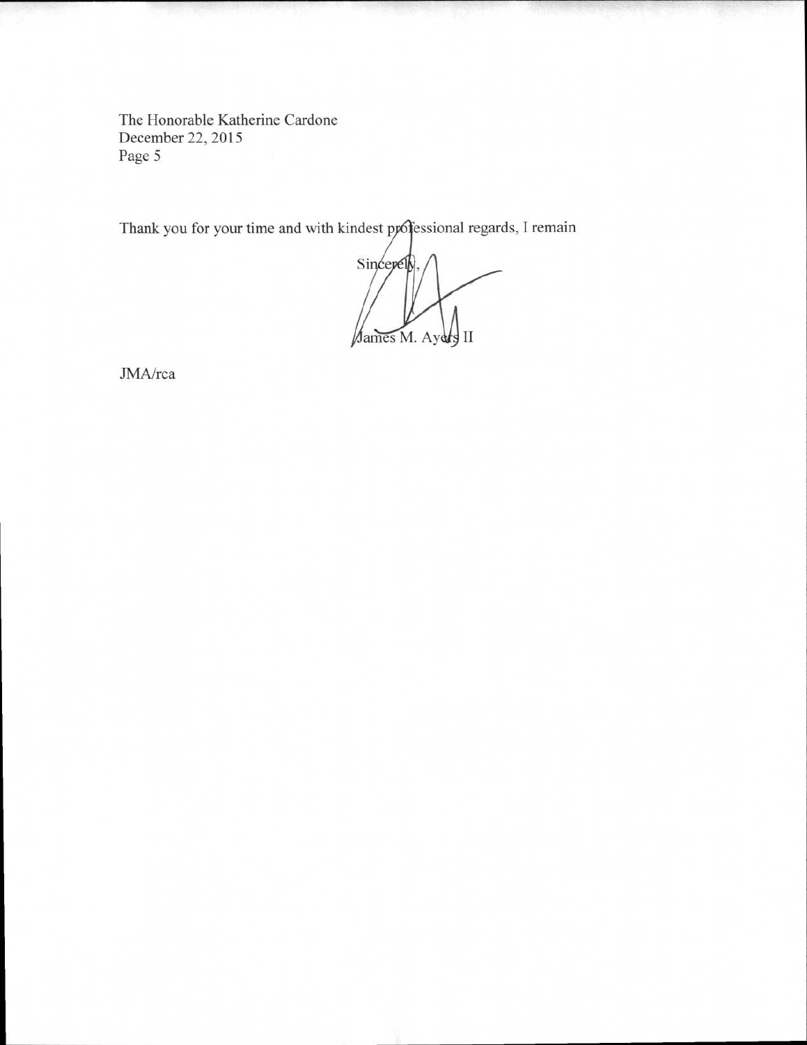The Honorable Katherine Cardone
December 22, 2015
Page 5

Thank you for your time and with kindest professional regards, I remain

Sincerely,

James M. Ayers II

JMA/rca